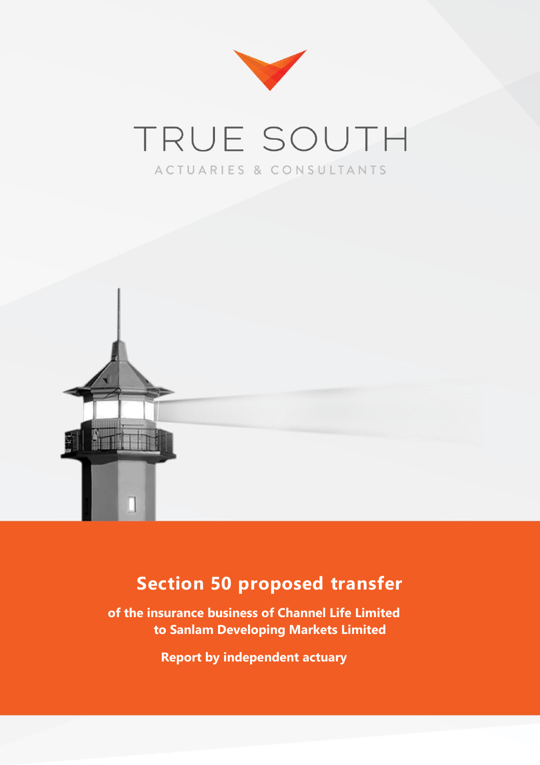TRUE SOUTH

ACTUARIES & CONSULTANTS

# Section 50 proposed transfer

**of the insurance business of Channel Life Limited to Sanlam Developing Markets Limited**

**Report by independent actuary**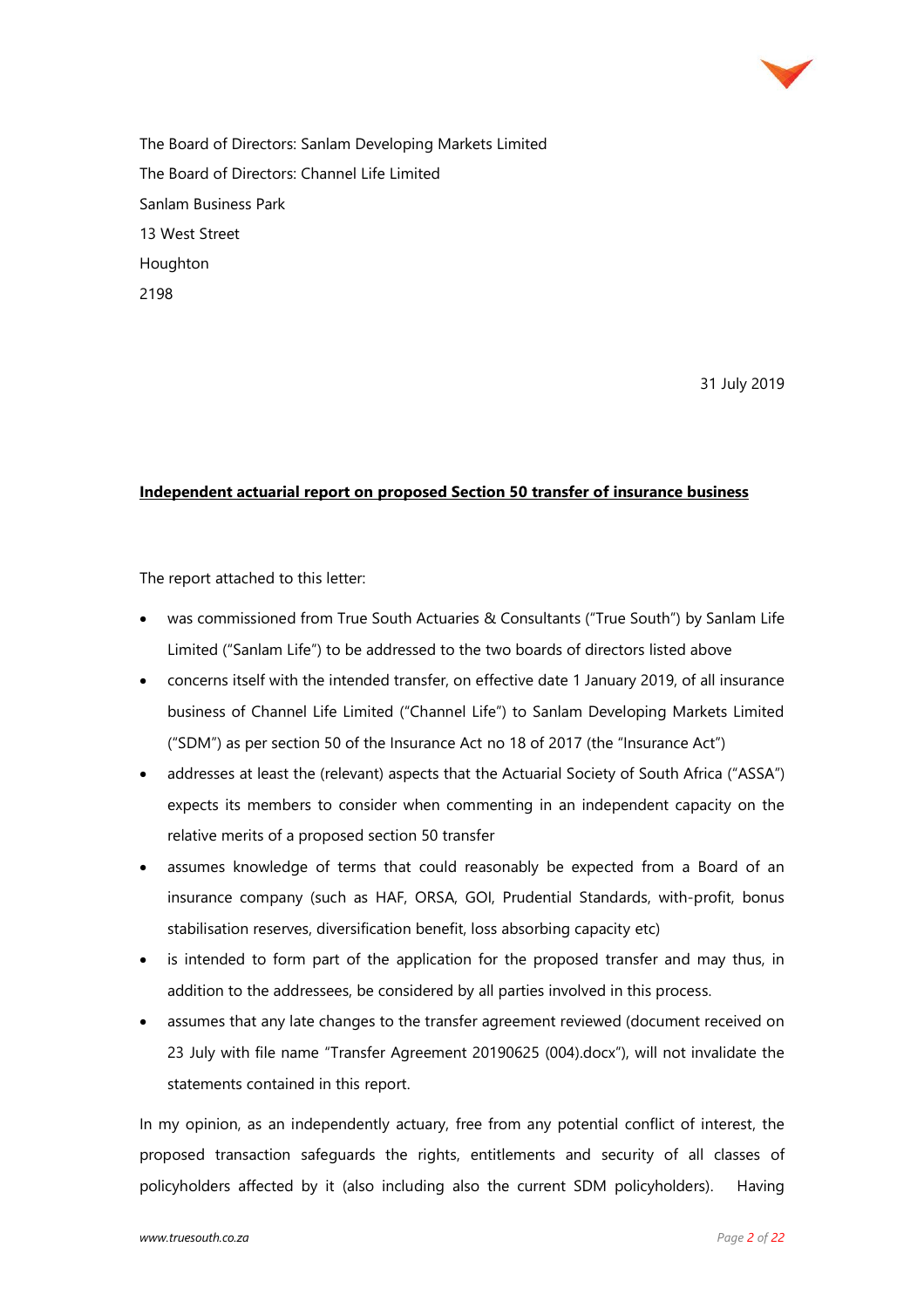The Board of Directors: Sanlam Developing Markets Limited
The Board of Directors: Channel Life Limited
Sanlam Business Park
13 West Street
Houghton
2198

31 July 2019

**Independent actuarial report on proposed Section 50 transfer of insurance business**

The report attached to this letter:

- was commissioned from True South Actuaries & Consultants ("True South") by Sanlam Life Limited ("Sanlam Life") to be addressed to the two boards of directors listed above
- concerns itself with the intended transfer, on effective date 1 January 2019, of all insurance business of Channel Life Limited ("Channel Life") to Sanlam Developing Markets Limited ("SDM") as per section 50 of the Insurance Act no 18 of 2017 (the "Insurance Act")
- addresses at least the (relevant) aspects that the Actuarial Society of South Africa ("ASSA") expects its members to consider when commenting in an independent capacity on the relative merits of a proposed section 50 transfer
- assumes knowledge of terms that could reasonably be expected from a Board of an insurance company (such as HAF, ORSA, GOI, Prudential Standards, with-profit, bonus stabilisation reserves, diversification benefit, loss absorbing capacity etc)
- is intended to form part of the application for the proposed transfer and may thus, in addition to the addressees, be considered by all parties involved in this process.
- assumes that any late changes to the transfer agreement reviewed (document received on 23 July with file name "Transfer Agreement 20190625 (004).docx"), will not invalidate the statements contained in this report.

In my opinion, as an independently actuary, free from any potential conflict of interest, the proposed transaction safeguards the rights, entitlements and security of all classes of policyholders affected by it (also including also the current SDM policyholders). Having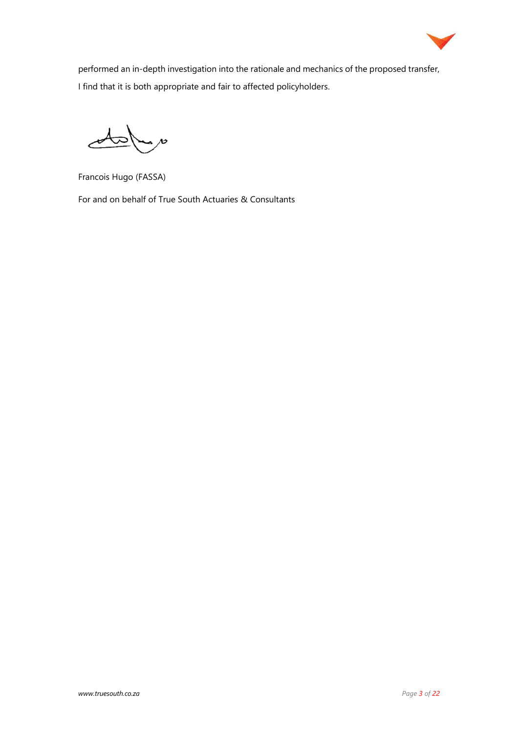performed an in-depth investigation into the rationale and mechanics of the proposed transfer, I find that it is both appropriate and fair to affected policyholders.

Francois Hugo (FASSA)

For and on behalf of True South Actuaries & Consultants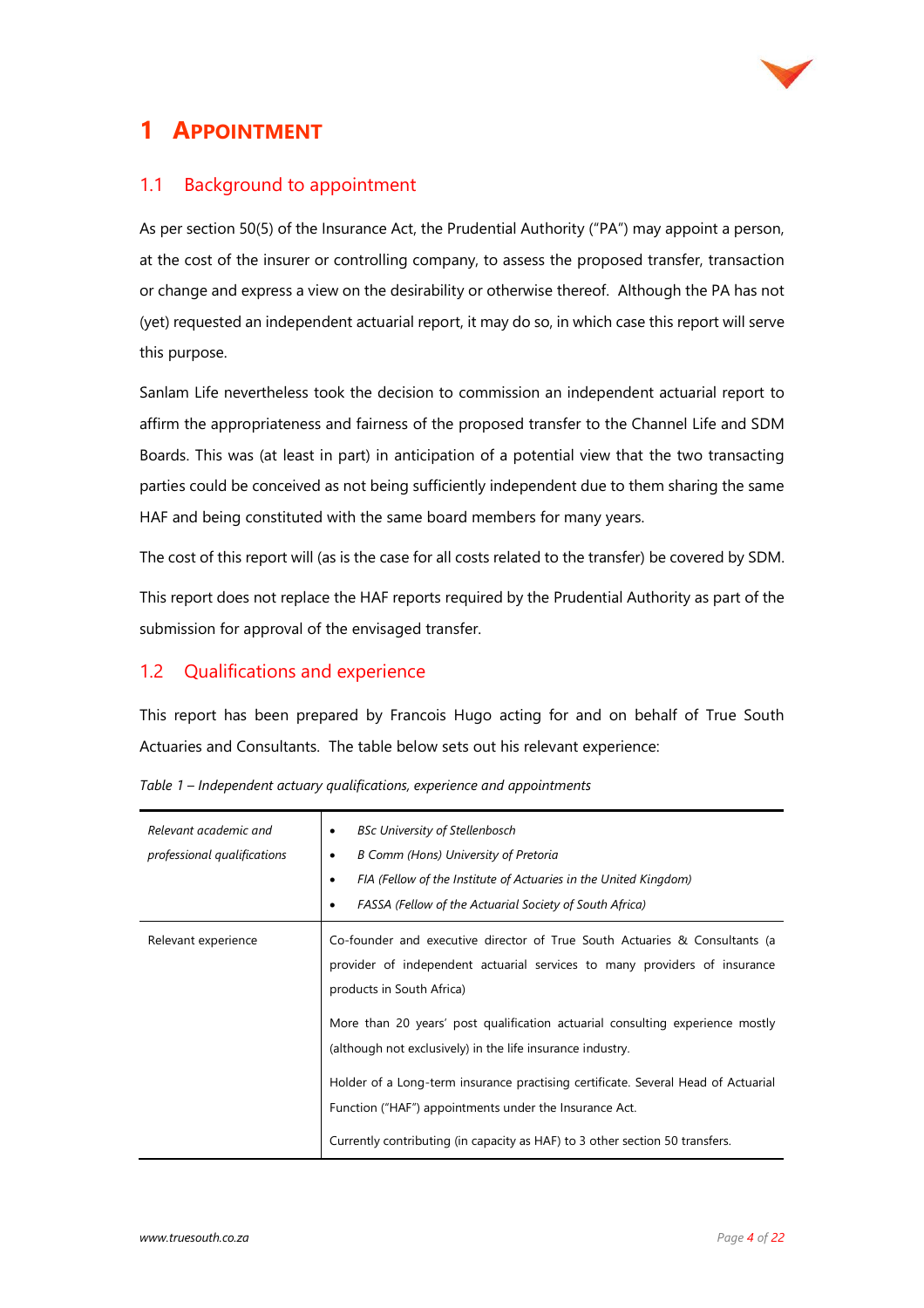# 1 APPOINTMENT

## 1.1 Background to appointment

As per section 50(5) of the Insurance Act, the Prudential Authority ("PA") may appoint a person, at the cost of the insurer or controlling company, to assess the proposed transfer, transaction or change and express a view on the desirability or otherwise thereof. Although the PA has not (yet) requested an independent actuarial report, it may do so, in which case this report will serve this purpose.

Sanlam Life nevertheless took the decision to commission an independent actuarial report to affirm the appropriateness and fairness of the proposed transfer to the Channel Life and SDM Boards. This was (at least in part) in anticipation of a potential view that the two transacting parties could be conceived as not being sufficiently independent due to them sharing the same HAF and being constituted with the same board members for many years.

The cost of this report will (as is the case for all costs related to the transfer) be covered by SDM.

This report does not replace the HAF reports required by the Prudential Authority as part of the submission for approval of the envisaged transfer.

## 1.2 Qualifications and experience

This report has been prepared by Francois Hugo acting for and on behalf of True South Actuaries and Consultants. The table below sets out his relevant experience:

*Table 1 – Independent actuary qualifications, experience and appointments*

| | |
|---|---|
| *Relevant academic and professional qualifications* | • *BSc University of Stellenbosch*<br>• *B Comm (Hons) University of Pretoria*<br>• *FIA (Fellow of the Institute of Actuaries in the United Kingdom)*<br>• *FASSA (Fellow of the Actuarial Society of South Africa)* |
| Relevant experience | Co-founder and executive director of True South Actuaries & Consultants (a provider of independent actuarial services to many providers of insurance products in South Africa)<br><br>More than 20 years' post qualification actuarial consulting experience mostly (although not exclusively) in the life insurance industry.<br><br>Holder of a Long-term insurance practising certificate. Several Head of Actuarial Function ("HAF") appointments under the Insurance Act.<br><br>Currently contributing (in capacity as HAF) to 3 other section 50 transfers. |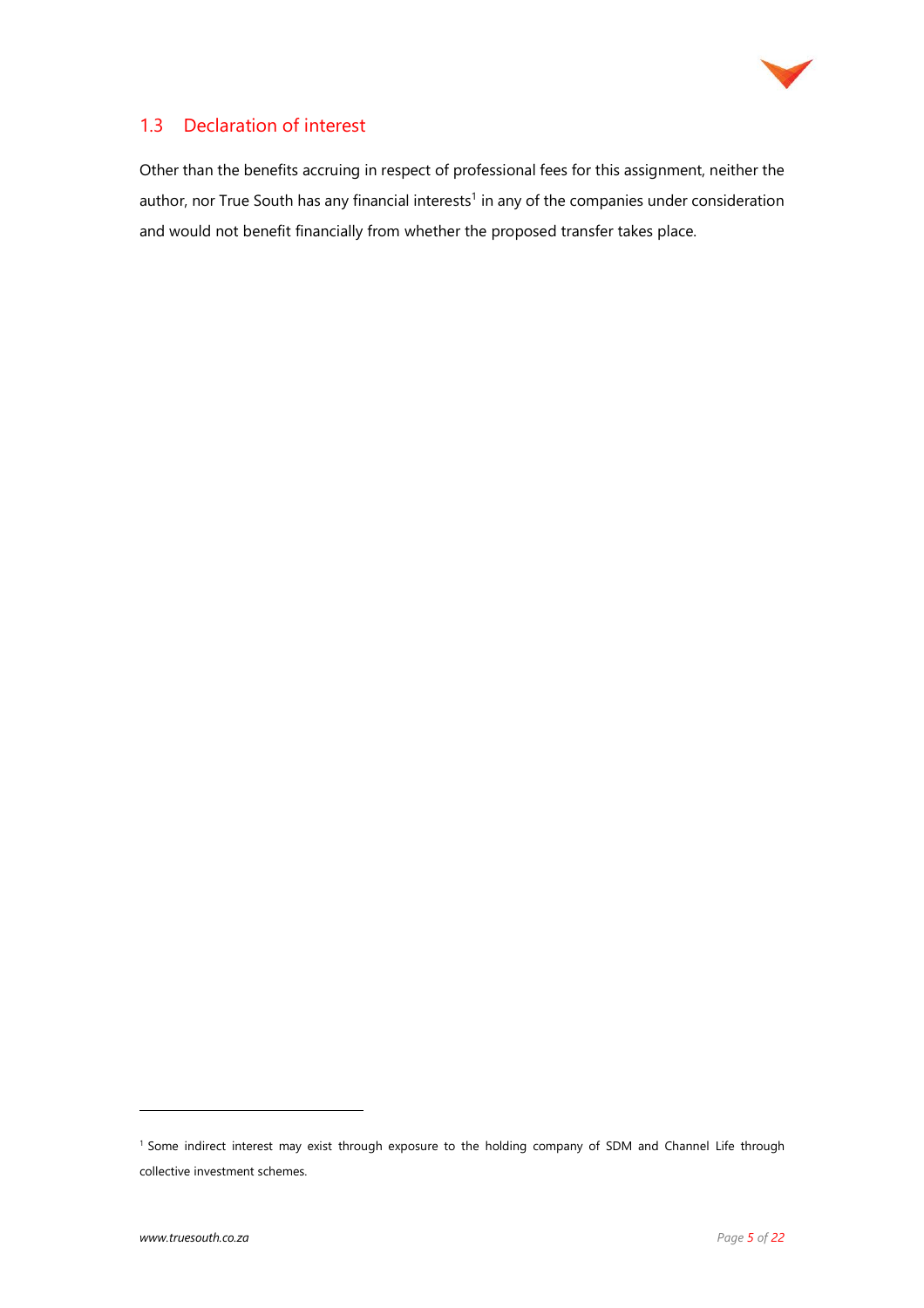## 1.3 Declaration of interest

Other than the benefits accruing in respect of professional fees for this assignment, neither the author, nor True South has any financial interests[1] in any of the companies under consideration and would not benefit financially from whether the proposed transfer takes place.

[1] Some indirect interest may exist through exposure to the holding company of SDM and Channel Life through collective investment schemes.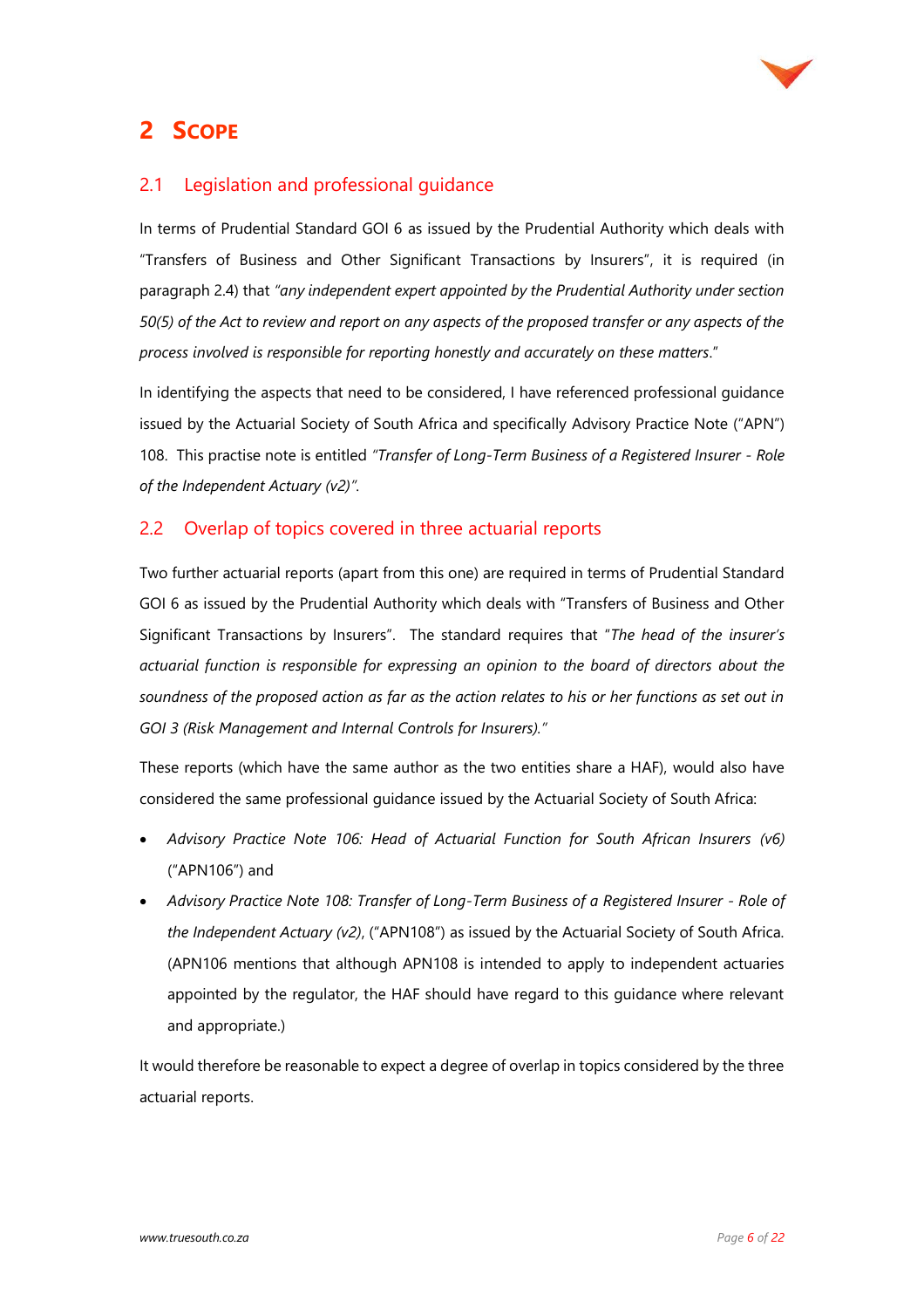# 2 SCOPE

## 2.1 Legislation and professional guidance

In terms of Prudential Standard GOI 6 as issued by the Prudential Authority which deals with "Transfers of Business and Other Significant Transactions by Insurers", it is required (in paragraph 2.4) that *"any independent expert appointed by the Prudential Authority under section 50(5) of the Act to review and report on any aspects of the proposed transfer or any aspects of the process involved is responsible for reporting honestly and accurately on these matters*."

In identifying the aspects that need to be considered, I have referenced professional guidance issued by the Actuarial Society of South Africa and specifically Advisory Practice Note ("APN") 108. This practise note is entitled *"Transfer of Long-Term Business of a Registered Insurer - Role of the Independent Actuary (v2)".*

## 2.2 Overlap of topics covered in three actuarial reports

Two further actuarial reports (apart from this one) are required in terms of Prudential Standard GOI 6 as issued by the Prudential Authority which deals with "Transfers of Business and Other Significant Transactions by Insurers". The standard requires that "*The head of the insurer's actuarial function is responsible for expressing an opinion to the board of directors about the soundness of the proposed action as far as the action relates to his or her functions as set out in GOI 3 (Risk Management and Internal Controls for Insurers)."*

These reports (which have the same author as the two entities share a HAF), would also have considered the same professional guidance issued by the Actuarial Society of South Africa:

- *Advisory Practice Note 106: Head of Actuarial Function for South African Insurers (v6)* ("APN106") and
- *Advisory Practice Note 108: Transfer of Long-Term Business of a Registered Insurer - Role of the Independent Actuary (v2)*, ("APN108") as issued by the Actuarial Society of South Africa. (APN106 mentions that although APN108 is intended to apply to independent actuaries appointed by the regulator, the HAF should have regard to this guidance where relevant and appropriate.)

It would therefore be reasonable to expect a degree of overlap in topics considered by the three actuarial reports.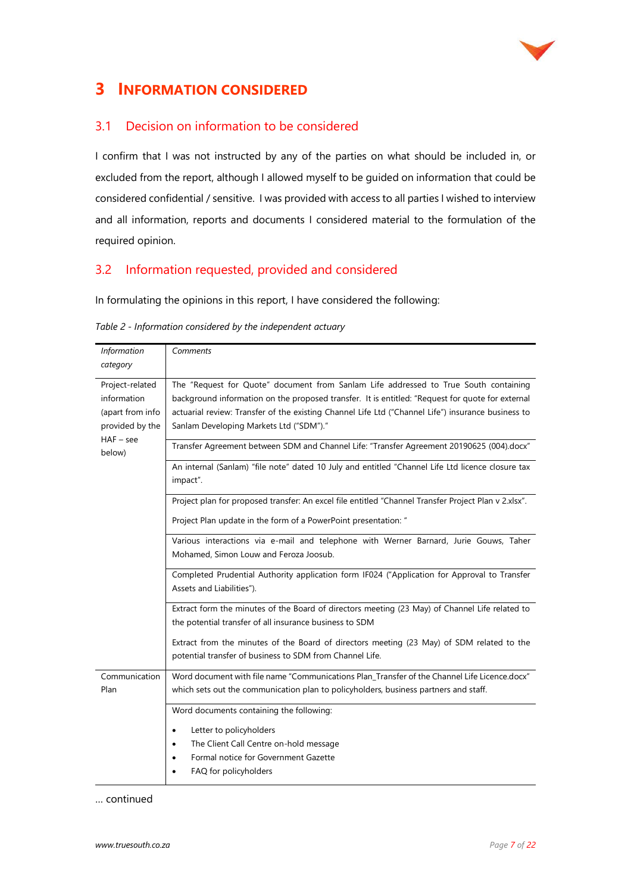# 3 Information Considered

## 3.1 Decision on information to be considered

I confirm that I was not instructed by any of the parties on what should be included in, or excluded from the report, although I allowed myself to be guided on information that could be considered confidential / sensitive. I was provided with access to all parties I wished to interview and all information, reports and documents I considered material to the formulation of the required opinion.

## 3.2 Information requested, provided and considered

In formulating the opinions in this report, I have considered the following:

*Table 2 - Information considered by the independent actuary*

| *Information category* | *Comments* |
|---|---|
| Project-related information (apart from info provided by the HAF – see below) | The "Request for Quote" document from Sanlam Life addressed to True South containing background information on the proposed transfer. It is entitled: "Request for quote for external actuarial review: Transfer of the existing Channel Life Ltd ("Channel Life") insurance business to Sanlam Developing Markets Ltd ("SDM")." |
| | Transfer Agreement between SDM and Channel Life: "Transfer Agreement 20190625 (004).docx" |
| | An internal (Sanlam) "file note" dated 10 July and entitled "Channel Life Ltd licence closure tax impact". |
| | Project plan for proposed transfer: An excel file entitled "Channel Transfer Project Plan v 2.xlsx".<br><br>Project Plan update in the form of a PowerPoint presentation: " |
| | Various interactions via e-mail and telephone with Werner Barnard, Jurie Gouws, Taher Mohamed, Simon Louw and Feroza Joosub. |
| | Completed Prudential Authority application form IF024 ("Application for Approval to Transfer Assets and Liabilities"). |
| | Extract form the minutes of the Board of directors meeting (23 May) of Channel Life related to the potential transfer of all insurance business to SDM<br><br>Extract from the minutes of the Board of directors meeting (23 May) of SDM related to the potential transfer of business to SDM from Channel Life. |
| Communication Plan | Word document with file name "Communications Plan_Transfer of the Channel Life Licence.docx" which sets out the communication plan to policyholders, business partners and staff. |
| | Word documents containing the following:<br><br>• Letter to policyholders<br>• The Client Call Centre on-hold message<br>• Formal notice for Government Gazette<br>• FAQ for policyholders |

... continued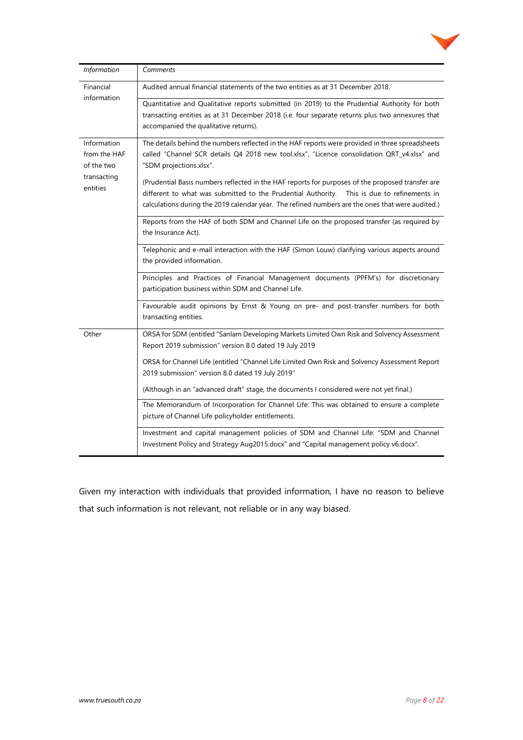| *Information* | *Comments* |
|---|---|
| Financial information | Audited annual financial statements of the two entities as at 31 December 2018. |
| | Quantitative and Qualitative reports submitted (in 2019) to the Prudential Authority for both transacting entities as at 31 December 2018 (i.e. four separate returns plus two annexures that accompanied the qualitative returns). |
| Information from the HAF of the two transacting entities | The details behind the numbers reflected in the HAF reports were provided in three spreadsheets called "Channel SCR details Q4 2018 new tool.xlsx", "Licence consolidation QRT_v4.xlsx" and "SDM projections.xlsx".<br><br>(Prudential Basis numbers reflected in the HAF reports for purposes of the proposed transfer are different to what was submitted to the Prudential Authority. This is due to refinements in calculations during the 2019 calendar year. The refined numbers are the ones that were audited.) |
| | Reports from the HAF of both SDM and Channel Life on the proposed transfer (as required by the Insurance Act). |
| | Telephonic and e-mail interaction with the HAF (Simon Louw) clarifying various aspects around the provided information. |
| | Principles and Practices of Financial Management documents (PPFM's) for discretionary participation business within SDM and Channel Life. |
| | Favourable audit opinions by Ernst & Young on pre- and post-transfer numbers for both transacting entities. |
| Other | ORSA for SDM (entitled "Sanlam Developing Markets Limited Own Risk and Solvency Assessment Report 2019 submission" version 8.0 dated 19 July 2019<br><br>ORSA for Channel Life (entitled "Channel Life Limited Own Risk and Solvency Assessment Report 2019 submission" version 8.0 dated 19 July 2019"<br><br>(Although in an "advanced draft" stage, the documents I considered were not yet final.) |
| | The Memorandum of Incorporation for Channel Life: This was obtained to ensure a complete picture of Channel Life policyholder entitlements. |
| | Investment and capital management policies of SDM and Channel Life: "SDM and Channel Investment Policy and Strategy Aug2015.docx" and "Capital management policy v6.docx". |

Given my interaction with individuals that provided information, I have no reason to believe that such information is not relevant, not reliable or in any way biased.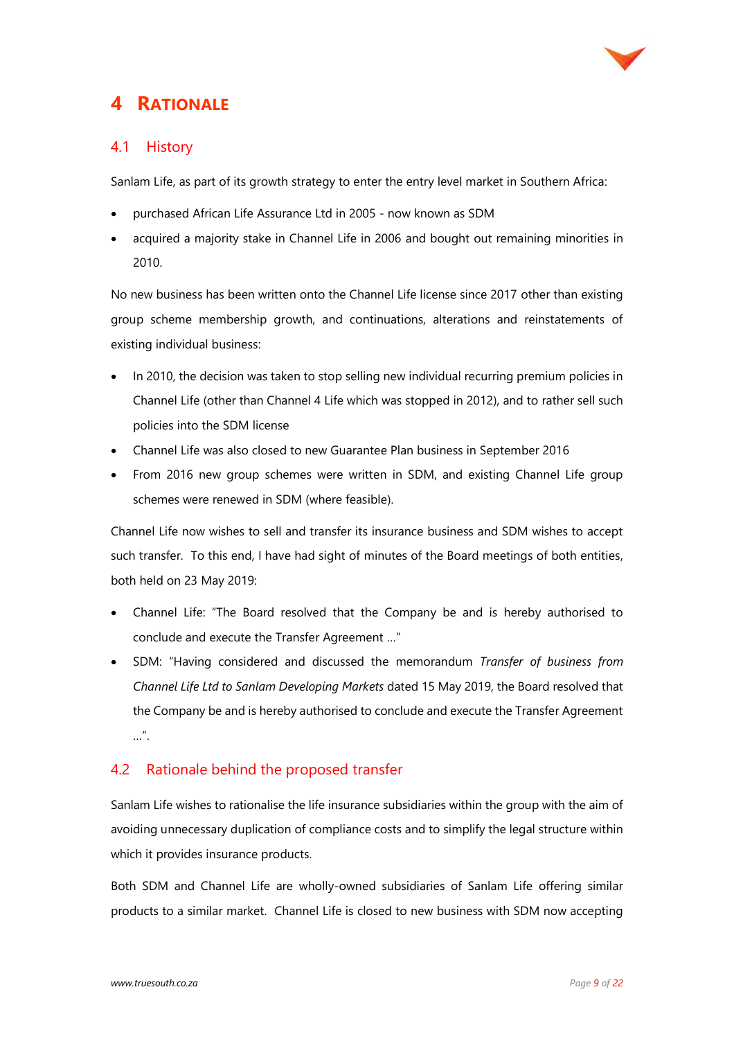# 4 RATIONALE

## 4.1 History

Sanlam Life, as part of its growth strategy to enter the entry level market in Southern Africa:

- purchased African Life Assurance Ltd in 2005 - now known as SDM
- acquired a majority stake in Channel Life in 2006 and bought out remaining minorities in 2010.

No new business has been written onto the Channel Life license since 2017 other than existing group scheme membership growth, and continuations, alterations and reinstatements of existing individual business:

- In 2010, the decision was taken to stop selling new individual recurring premium policies in Channel Life (other than Channel 4 Life which was stopped in 2012), and to rather sell such policies into the SDM license
- Channel Life was also closed to new Guarantee Plan business in September 2016
- From 2016 new group schemes were written in SDM, and existing Channel Life group schemes were renewed in SDM (where feasible).

Channel Life now wishes to sell and transfer its insurance business and SDM wishes to accept such transfer. To this end, I have had sight of minutes of the Board meetings of both entities, both held on 23 May 2019:

- Channel Life: "The Board resolved that the Company be and is hereby authorised to conclude and execute the Transfer Agreement …"
- SDM: "Having considered and discussed the memorandum *Transfer of business from Channel Life Ltd to Sanlam Developing Markets* dated 15 May 2019, the Board resolved that the Company be and is hereby authorised to conclude and execute the Transfer Agreement …".

## 4.2 Rationale behind the proposed transfer

Sanlam Life wishes to rationalise the life insurance subsidiaries within the group with the aim of avoiding unnecessary duplication of compliance costs and to simplify the legal structure within which it provides insurance products.

Both SDM and Channel Life are wholly-owned subsidiaries of Sanlam Life offering similar products to a similar market. Channel Life is closed to new business with SDM now accepting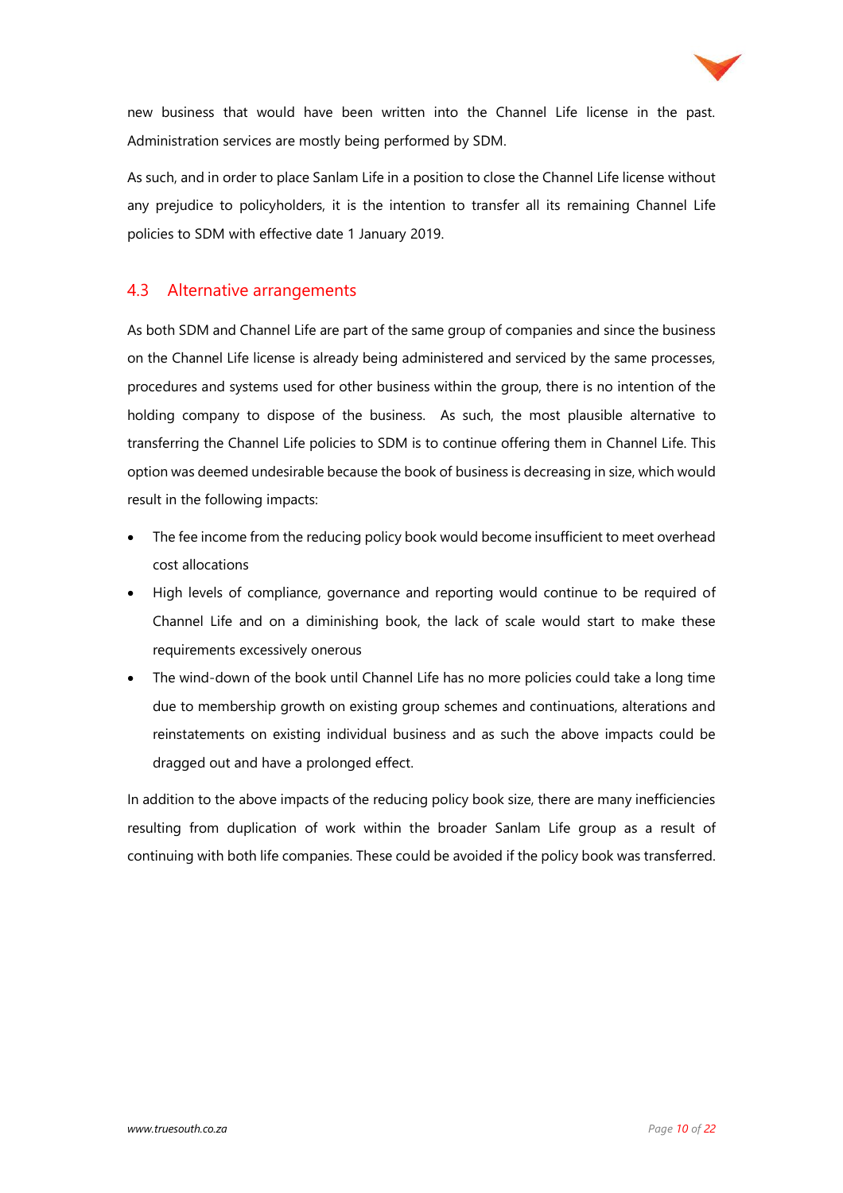new business that would have been written into the Channel Life license in the past. Administration services are mostly being performed by SDM.

As such, and in order to place Sanlam Life in a position to close the Channel Life license without any prejudice to policyholders, it is the intention to transfer all its remaining Channel Life policies to SDM with effective date 1 January 2019.

## 4.3 Alternative arrangements

As both SDM and Channel Life are part of the same group of companies and since the business on the Channel Life license is already being administered and serviced by the same processes, procedures and systems used for other business within the group, there is no intention of the holding company to dispose of the business. As such, the most plausible alternative to transferring the Channel Life policies to SDM is to continue offering them in Channel Life. This option was deemed undesirable because the book of business is decreasing in size, which would result in the following impacts:

- The fee income from the reducing policy book would become insufficient to meet overhead cost allocations
- High levels of compliance, governance and reporting would continue to be required of Channel Life and on a diminishing book, the lack of scale would start to make these requirements excessively onerous
- The wind-down of the book until Channel Life has no more policies could take a long time due to membership growth on existing group schemes and continuations, alterations and reinstatements on existing individual business and as such the above impacts could be dragged out and have a prolonged effect.

In addition to the above impacts of the reducing policy book size, there are many inefficiencies resulting from duplication of work within the broader Sanlam Life group as a result of continuing with both life companies. These could be avoided if the policy book was transferred.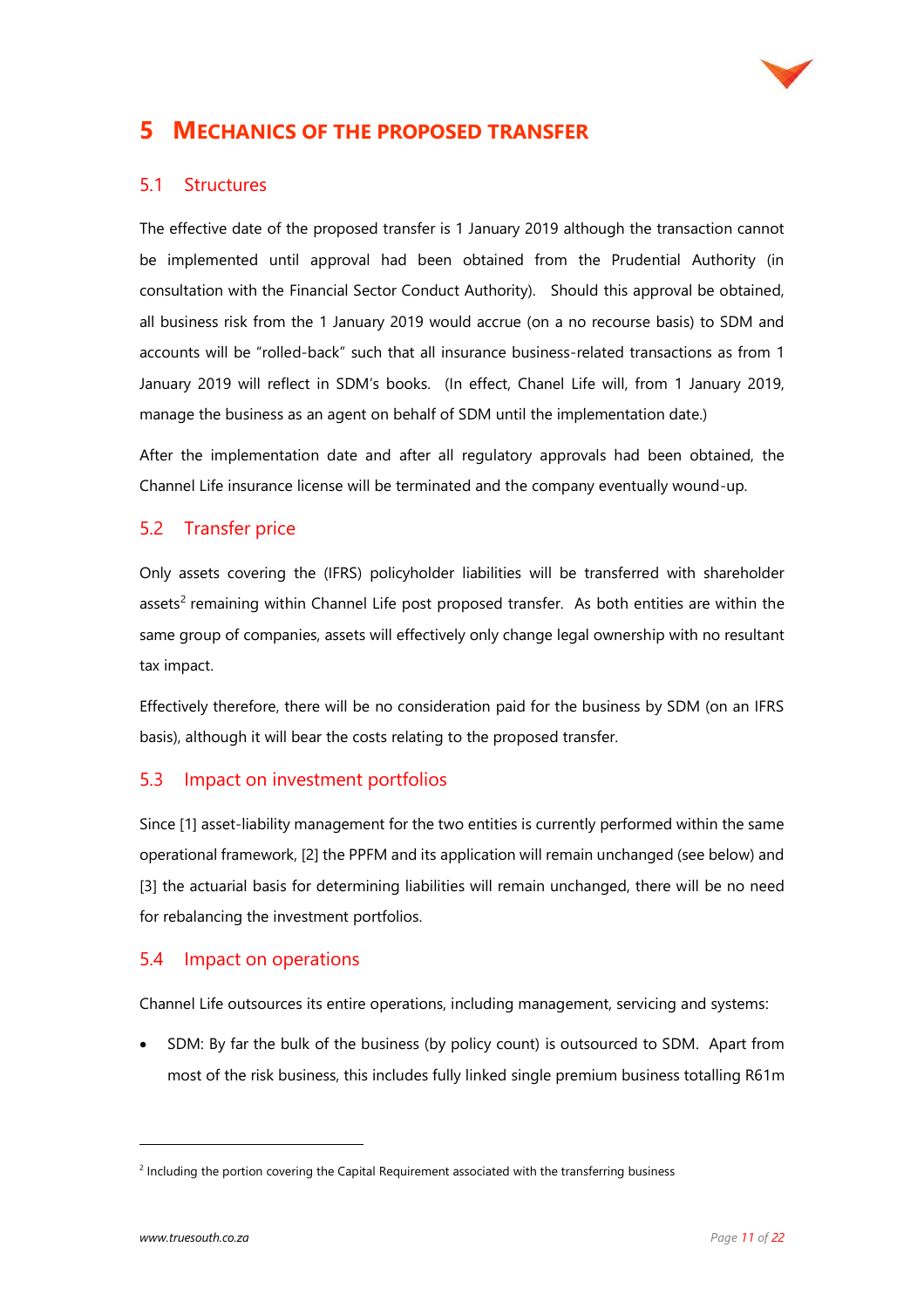# 5 MECHANICS OF THE PROPOSED TRANSFER

## 5.1 Structures

The effective date of the proposed transfer is 1 January 2019 although the transaction cannot be implemented until approval had been obtained from the Prudential Authority (in consultation with the Financial Sector Conduct Authority). Should this approval be obtained, all business risk from the 1 January 2019 would accrue (on a no recourse basis) to SDM and accounts will be "rolled-back" such that all insurance business-related transactions as from 1 January 2019 will reflect in SDM's books. (In effect, Chanel Life will, from 1 January 2019, manage the business as an agent on behalf of SDM until the implementation date.)

After the implementation date and after all regulatory approvals had been obtained, the Channel Life insurance license will be terminated and the company eventually wound-up.

## 5.2 Transfer price

Only assets covering the (IFRS) policyholder liabilities will be transferred with shareholder assets[2] remaining within Channel Life post proposed transfer. As both entities are within the same group of companies, assets will effectively only change legal ownership with no resultant tax impact.

Effectively therefore, there will be no consideration paid for the business by SDM (on an IFRS basis), although it will bear the costs relating to the proposed transfer.

## 5.3 Impact on investment portfolios

Since [1] asset-liability management for the two entities is currently performed within the same operational framework, [2] the PPFM and its application will remain unchanged (see below) and [3] the actuarial basis for determining liabilities will remain unchanged, there will be no need for rebalancing the investment portfolios.

## 5.4 Impact on operations

Channel Life outsources its entire operations, including management, servicing and systems:

- SDM: By far the bulk of the business (by policy count) is outsourced to SDM. Apart from most of the risk business, this includes fully linked single premium business totalling R61m

---

[2] Including the portion covering the Capital Requirement associated with the transferring business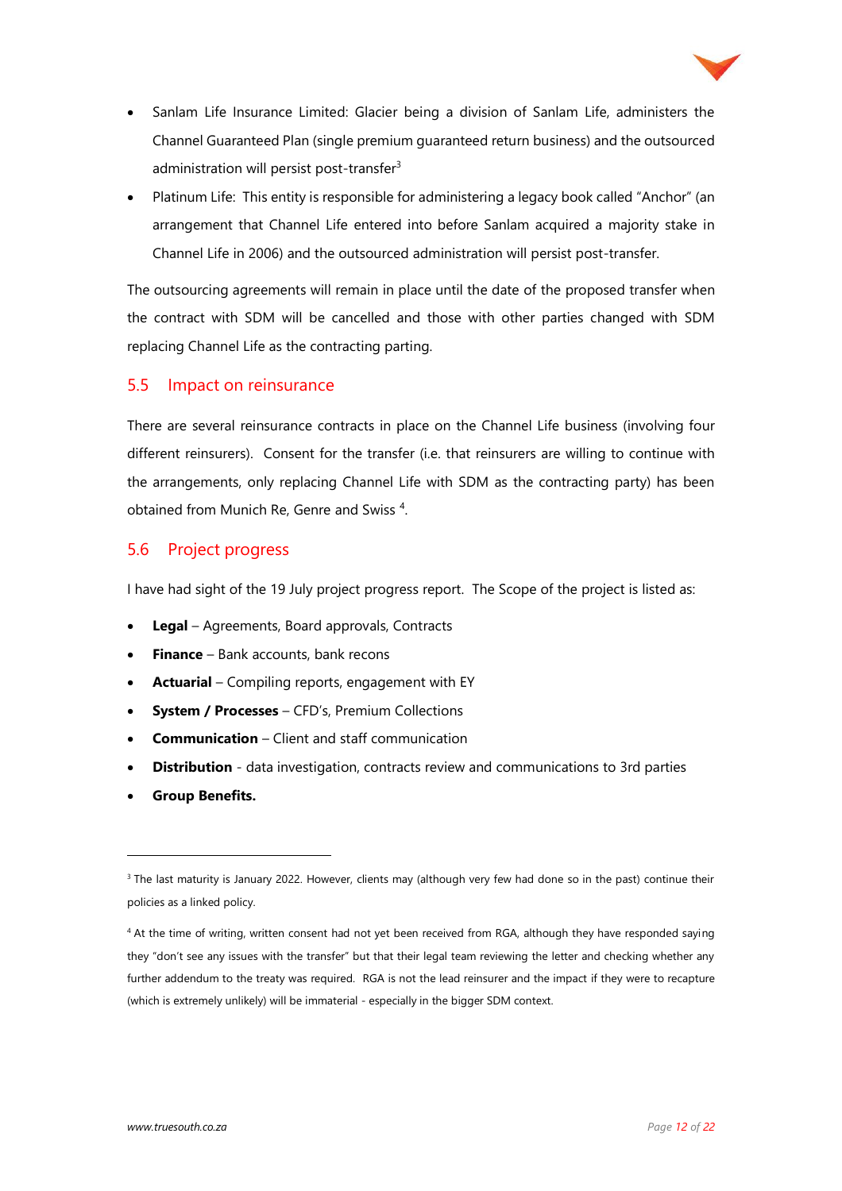- Sanlam Life Insurance Limited: Glacier being a division of Sanlam Life, administers the Channel Guaranteed Plan (single premium guaranteed return business) and the outsourced administration will persist post-transfer[3]
- Platinum Life: This entity is responsible for administering a legacy book called "Anchor" (an arrangement that Channel Life entered into before Sanlam acquired a majority stake in Channel Life in 2006) and the outsourced administration will persist post-transfer.

The outsourcing agreements will remain in place until the date of the proposed transfer when the contract with SDM will be cancelled and those with other parties changed with SDM replacing Channel Life as the contracting parting.

## 5.5 Impact on reinsurance

There are several reinsurance contracts in place on the Channel Life business (involving four different reinsurers). Consent for the transfer (i.e. that reinsurers are willing to continue with the arrangements, only replacing Channel Life with SDM as the contracting party) has been obtained from Munich Re, Genre and Swiss [4].

## 5.6 Project progress

I have had sight of the 19 July project progress report. The Scope of the project is listed as:

- **Legal** – Agreements, Board approvals, Contracts
- **Finance** – Bank accounts, bank recons
- **Actuarial** – Compiling reports, engagement with EY
- **System / Processes** – CFD's, Premium Collections
- **Communication** – Client and staff communication
- **Distribution** - data investigation, contracts review and communications to 3rd parties
- **Group Benefits.**

---

[3] The last maturity is January 2022. However, clients may (although very few had done so in the past) continue their policies as a linked policy.

[4] At the time of writing, written consent had not yet been received from RGA, although they have responded saying they "don't see any issues with the transfer" but that their legal team reviewing the letter and checking whether any further addendum to the treaty was required. RGA is not the lead reinsurer and the impact if they were to recapture (which is extremely unlikely) will be immaterial - especially in the bigger SDM context.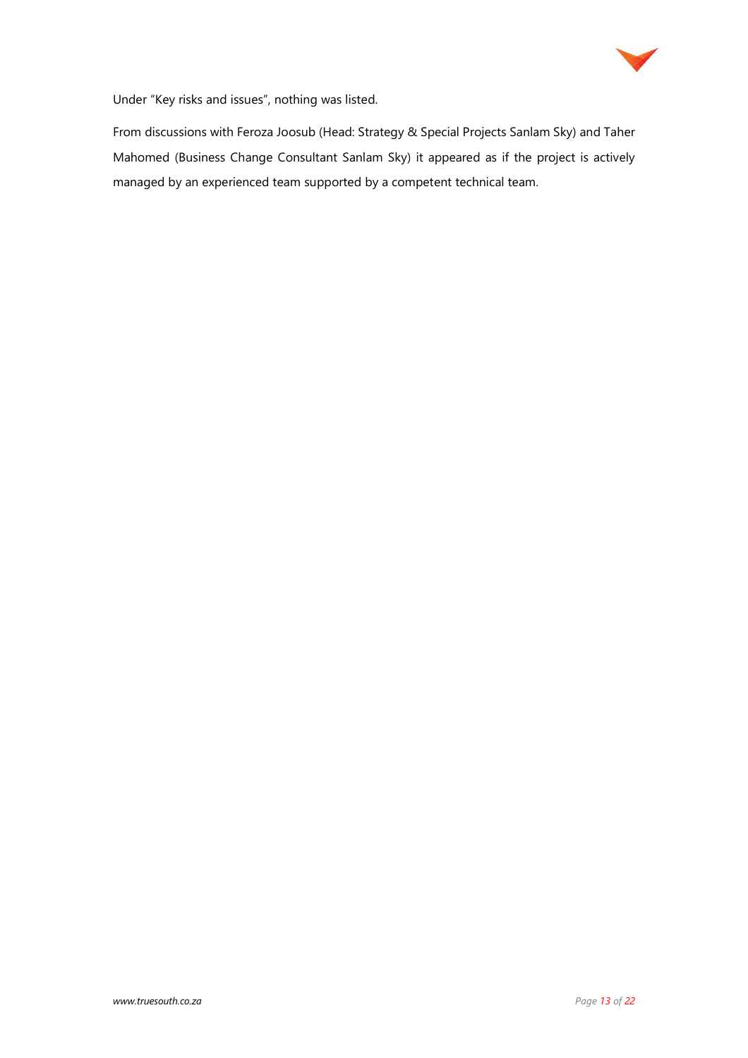Under “Key risks and issues”, nothing was listed.

From discussions with Feroza Joosub (Head: Strategy & Special Projects Sanlam Sky) and Taher Mahomed (Business Change Consultant Sanlam Sky) it appeared as if the project is actively managed by an experienced team supported by a competent technical team.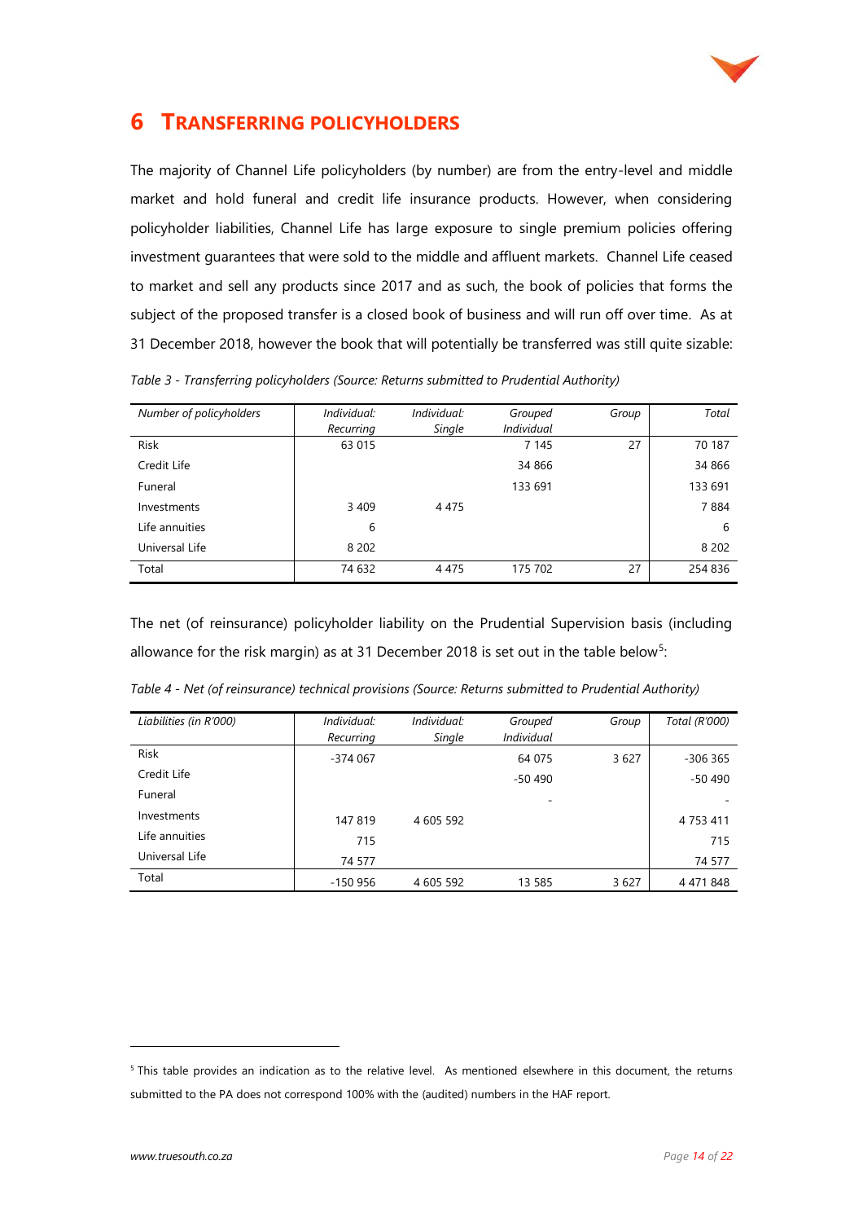# 6 TRANSFERRING POLICYHOLDERS

The majority of Channel Life policyholders (by number) are from the entry-level and middle market and hold funeral and credit life insurance products. However, when considering policyholder liabilities, Channel Life has large exposure to single premium policies offering investment guarantees that were sold to the middle and affluent markets. Channel Life ceased to market and sell any products since 2017 and as such, the book of policies that forms the subject of the proposed transfer is a closed book of business and will run off over time. As at 31 December 2018, however the book that will potentially be transferred was still quite sizable:

*Table 3 - Transferring policyholders (Source: Returns submitted to Prudential Authority)*

| *Number of policyholders* | *Individual: Recurring* | *Individual: Single* | *Grouped Individual* | *Group* | *Total* |
|---|---|---|---|---|---|
| Risk | 63 015 | | 7 145 | 27 | 70 187 |
| Credit Life | | | 34 866 | | 34 866 |
| Funeral | | | 133 691 | | 133 691 |
| Investments | 3 409 | 4 475 | | | 7 884 |
| Life annuities | 6 | | | | 6 |
| Universal Life | 8 202 | | | | 8 202 |
| Total | 74 632 | 4 475 | 175 702 | 27 | 254 836 |

The net (of reinsurance) policyholder liability on the Prudential Supervision basis (including allowance for the risk margin) as at 31 December 2018 is set out in the table below[5]:

*Table 4 - Net (of reinsurance) technical provisions (Source: Returns submitted to Prudential Authority)*

| *Liabilities (in R'000)* | *Individual: Recurring* | *Individual: Single* | *Grouped Individual* | *Group* | *Total (R'000)* |
|---|---|---|---|---|---|
| Risk | -374 067 | | 64 075 | 3 627 | -306 365 |
| Credit Life | | | -50 490 | | -50 490 |
| Funeral | | | - | | - |
| Investments | 147 819 | 4 605 592 | | | 4 753 411 |
| Life annuities | 715 | | | | 715 |
| Universal Life | 74 577 | | | | 74 577 |
| Total | -150 956 | 4 605 592 | 13 585 | 3 627 | 4 471 848 |

[5] This table provides an indication as to the relative level. As mentioned elsewhere in this document, the returns submitted to the PA does not correspond 100% with the (audited) numbers in the HAF report.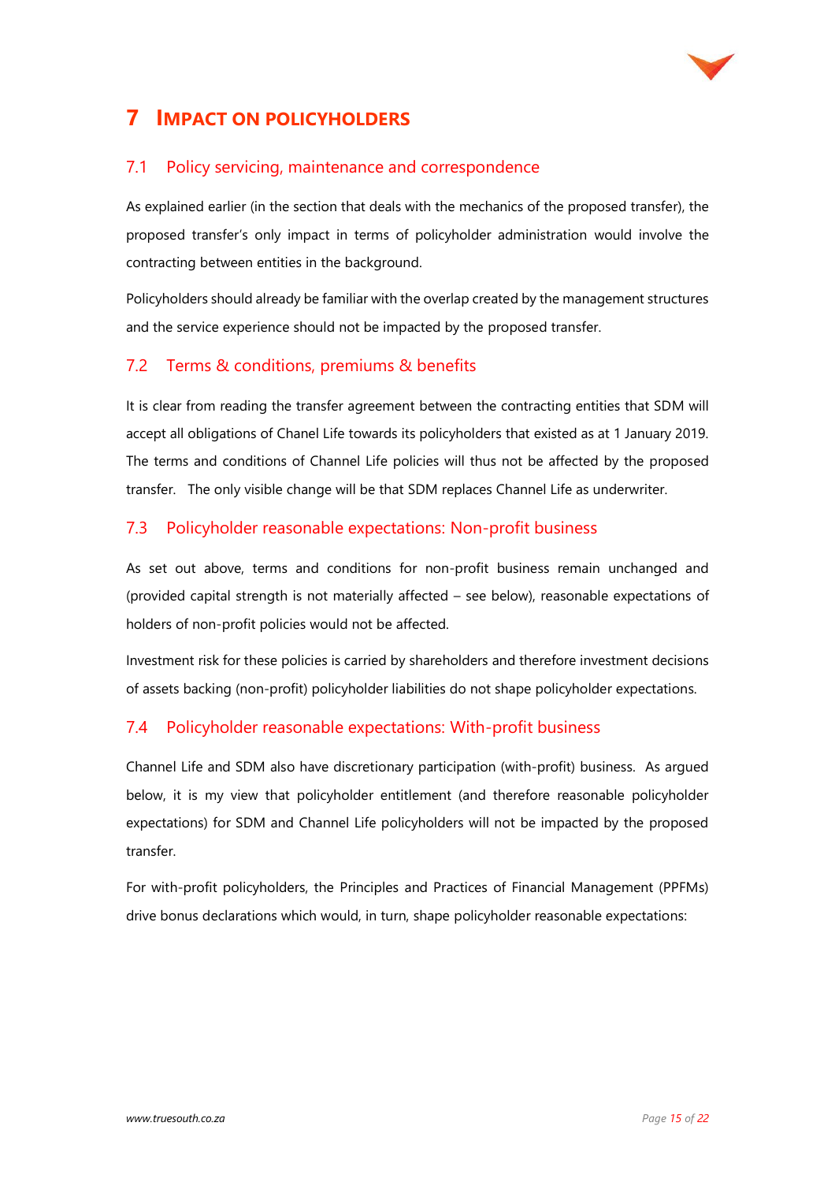# 7 Impact on Policyholders

## 7.1 Policy servicing, maintenance and correspondence

As explained earlier (in the section that deals with the mechanics of the proposed transfer), the proposed transfer's only impact in terms of policyholder administration would involve the contracting between entities in the background.

Policyholders should already be familiar with the overlap created by the management structures and the service experience should not be impacted by the proposed transfer.

## 7.2 Terms & conditions, premiums & benefits

It is clear from reading the transfer agreement between the contracting entities that SDM will accept all obligations of Chanel Life towards its policyholders that existed as at 1 January 2019. The terms and conditions of Channel Life policies will thus not be affected by the proposed transfer. The only visible change will be that SDM replaces Channel Life as underwriter.

## 7.3 Policyholder reasonable expectations: Non-profit business

As set out above, terms and conditions for non-profit business remain unchanged and (provided capital strength is not materially affected – see below), reasonable expectations of holders of non-profit policies would not be affected.

Investment risk for these policies is carried by shareholders and therefore investment decisions of assets backing (non-profit) policyholder liabilities do not shape policyholder expectations.

## 7.4 Policyholder reasonable expectations: With-profit business

Channel Life and SDM also have discretionary participation (with-profit) business. As argued below, it is my view that policyholder entitlement (and therefore reasonable policyholder expectations) for SDM and Channel Life policyholders will not be impacted by the proposed transfer.

For with-profit policyholders, the Principles and Practices of Financial Management (PPFMs) drive bonus declarations which would, in turn, shape policyholder reasonable expectations: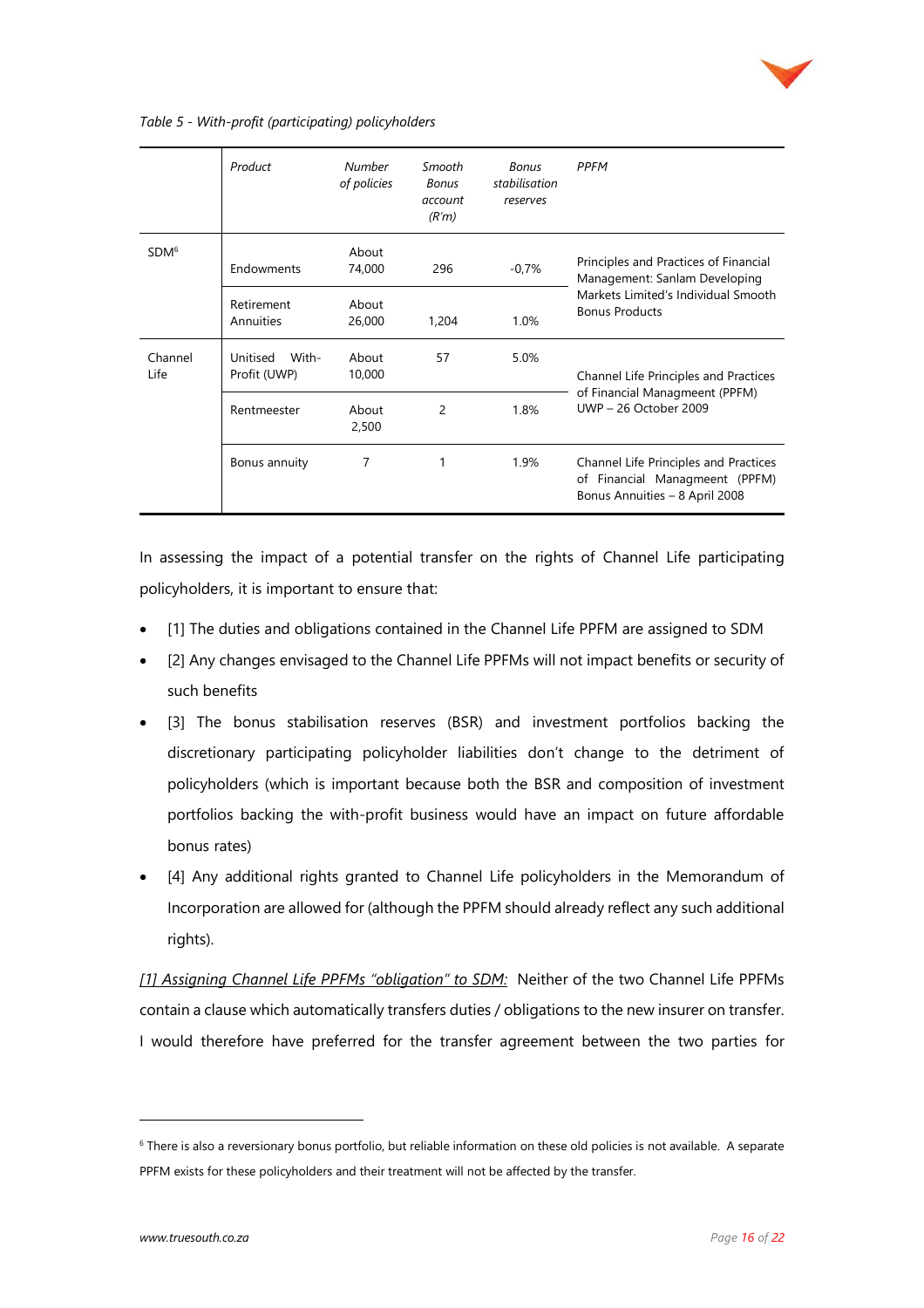*Table 5 - With-profit (participating) policyholders*

| | *Product* | *Number of policies* | *Smooth Bonus account (R'm)* | *Bonus stabilisation reserves* | *PPFM* |
|---|---|---|---|---|---|
| SDM[6] | Endowments | About 74,000 | 296 | -0,7% | Principles and Practices of Financial Management: Sanlam Developing Markets Limited's Individual Smooth Bonus Products |
| | Retirement Annuities | About 26,000 | 1,204 | 1.0% | |
| Channel Life | Unitised With-Profit (UWP) | About 10,000 | 57 | 5.0% | Channel Life Principles and Practices of Financial Managmeent (PPFM) UWP – 26 October 2009 |
| | Rentmeester | About 2,500 | 2 | 1.8% | |
| | Bonus annuity | 7 | 1 | 1.9% | Channel Life Principles and Practices of Financial Managmeent (PPFM) Bonus Annuities – 8 April 2008 |

In assessing the impact of a potential transfer on the rights of Channel Life participating policyholders, it is important to ensure that:

- [1] The duties and obligations contained in the Channel Life PPFM are assigned to SDM
- [2] Any changes envisaged to the Channel Life PPFMs will not impact benefits or security of such benefits
- [3] The bonus stabilisation reserves (BSR) and investment portfolios backing the discretionary participating policyholder liabilities don't change to the detriment of policyholders (which is important because both the BSR and composition of investment portfolios backing the with-profit business would have an impact on future affordable bonus rates)
- [4] Any additional rights granted to Channel Life policyholders in the Memorandum of Incorporation are allowed for (although the PPFM should already reflect any such additional rights).

*[1] Assigning Channel Life PPFMs "obligation" to SDM:* Neither of the two Channel Life PPFMs contain a clause which automatically transfers duties / obligations to the new insurer on transfer. I would therefore have preferred for the transfer agreement between the two parties for

[6] There is also a reversionary bonus portfolio, but reliable information on these old policies is not available. A separate PPFM exists for these policyholders and their treatment will not be affected by the transfer.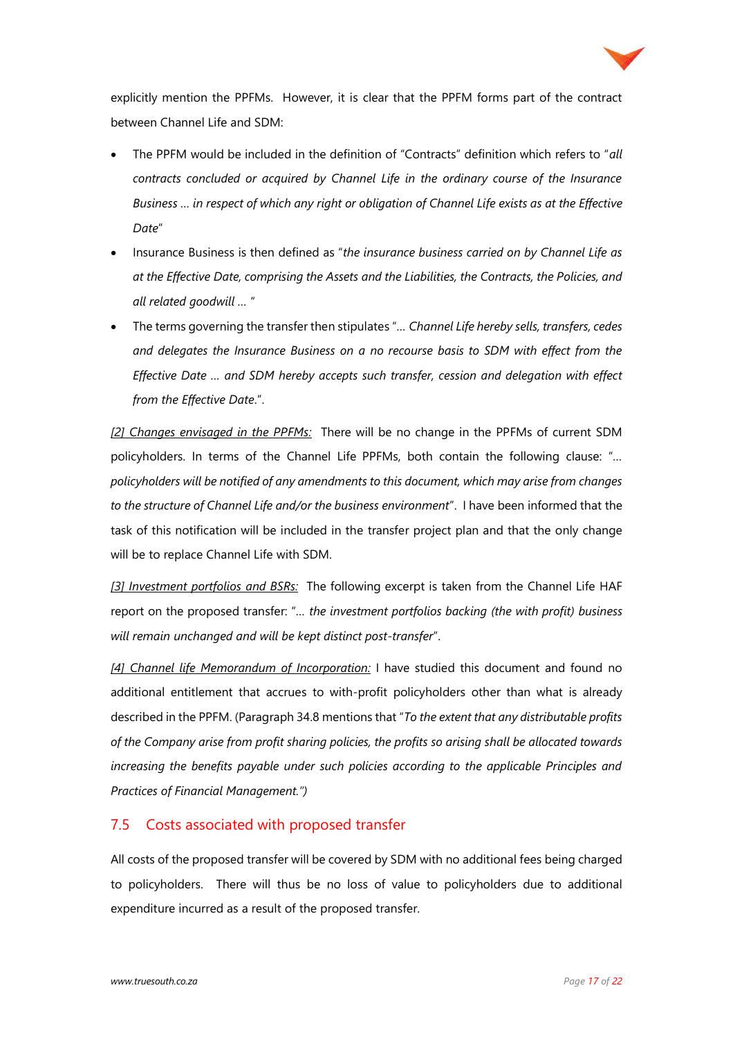explicitly mention the PPFMs. However, it is clear that the PPFM forms part of the contract between Channel Life and SDM:

- The PPFM would be included in the definition of "Contracts" definition which refers to "*all contracts concluded or acquired by Channel Life in the ordinary course of the Insurance Business … in respect of which any right or obligation of Channel Life exists as at the Effective Date*"
- Insurance Business is then defined as "*the insurance business carried on by Channel Life as at the Effective Date, comprising the Assets and the Liabilities, the Contracts, the Policies, and all related goodwill …* "
- The terms governing the transfer then stipulates "*… Channel Life hereby sells, transfers, cedes and delegates the Insurance Business on a no recourse basis to SDM with effect from the Effective Date … and SDM hereby accepts such transfer, cession and delegation with effect from the Effective Date*.".

<u>[2] Changes envisaged in the PPFMs:</u> There will be no change in the PPFMs of current SDM policyholders. In terms of the Channel Life PPFMs, both contain the following clause: "*… policyholders will be notified of any amendments to this document, which may arise from changes to the structure of Channel Life and/or the business environment*". I have been informed that the task of this notification will be included in the transfer project plan and that the only change will be to replace Channel Life with SDM.

<u>[3] Investment portfolios and BSRs:</u> The following excerpt is taken from the Channel Life HAF report on the proposed transfer: "*… the investment portfolios backing (the with profit) business will remain unchanged and will be kept distinct post-transfer*".

<u>[4] Channel life Memorandum of Incorporation:</u> I have studied this document and found no additional entitlement that accrues to with-profit policyholders other than what is already described in the PPFM. (Paragraph 34.8 mentions that "*To the extent that any distributable profits of the Company arise from profit sharing policies, the profits so arising shall be allocated towards increasing the benefits payable under such policies according to the applicable Principles and Practices of Financial Management.")*

## 7.5 Costs associated with proposed transfer

All costs of the proposed transfer will be covered by SDM with no additional fees being charged to policyholders. There will thus be no loss of value to policyholders due to additional expenditure incurred as a result of the proposed transfer.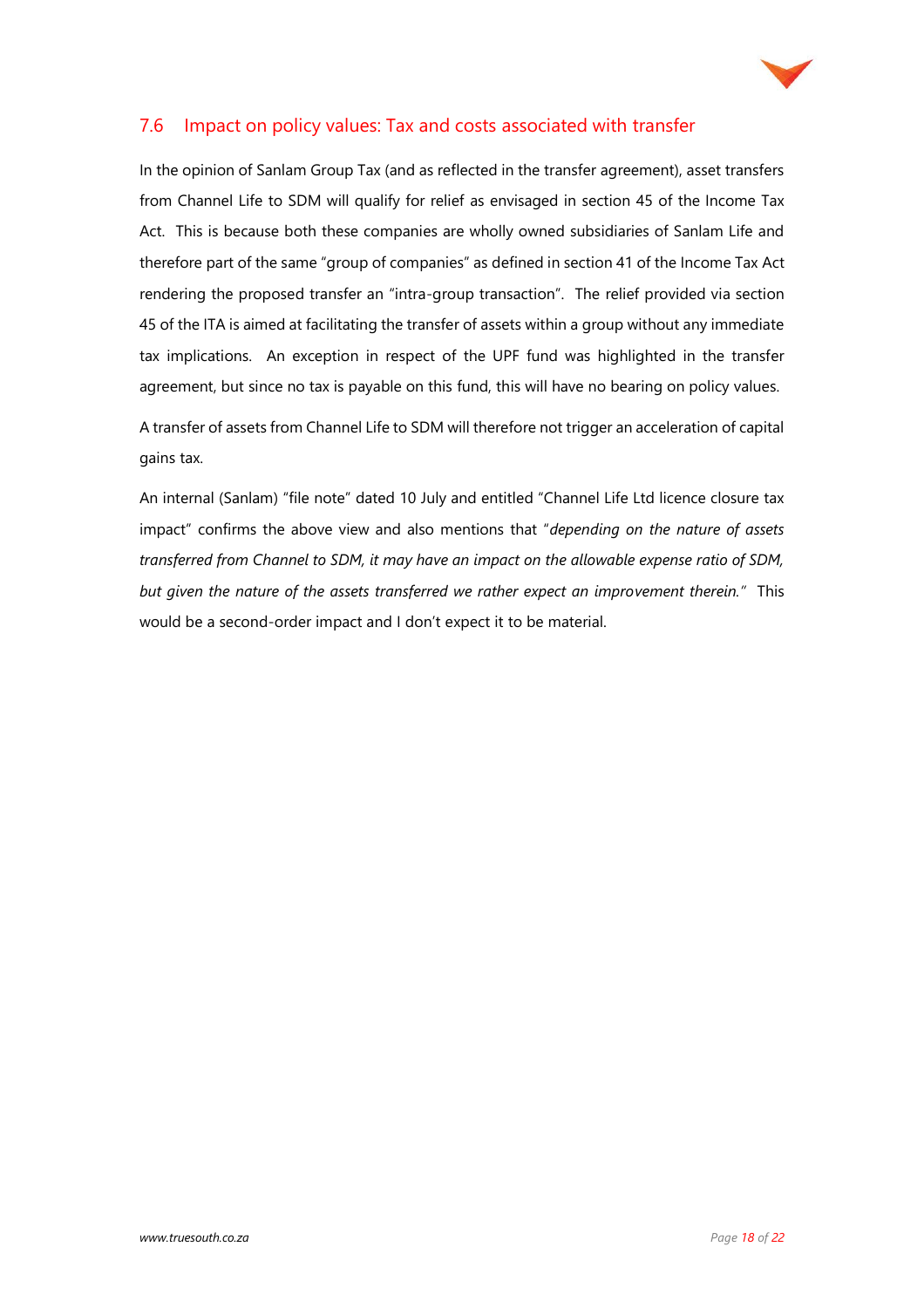## 7.6 Impact on policy values: Tax and costs associated with transfer

In the opinion of Sanlam Group Tax (and as reflected in the transfer agreement), asset transfers from Channel Life to SDM will qualify for relief as envisaged in section 45 of the Income Tax Act. This is because both these companies are wholly owned subsidiaries of Sanlam Life and therefore part of the same "group of companies" as defined in section 41 of the Income Tax Act rendering the proposed transfer an "intra-group transaction". The relief provided via section 45 of the ITA is aimed at facilitating the transfer of assets within a group without any immediate tax implications. An exception in respect of the UPF fund was highlighted in the transfer agreement, but since no tax is payable on this fund, this will have no bearing on policy values.

A transfer of assets from Channel Life to SDM will therefore not trigger an acceleration of capital gains tax.

An internal (Sanlam) "file note" dated 10 July and entitled "Channel Life Ltd licence closure tax impact" confirms the above view and also mentions that "*depending on the nature of assets transferred from Channel to SDM, it may have an impact on the allowable expense ratio of SDM, but given the nature of the assets transferred we rather expect an improvement therein.*" This would be a second-order impact and I don't expect it to be material.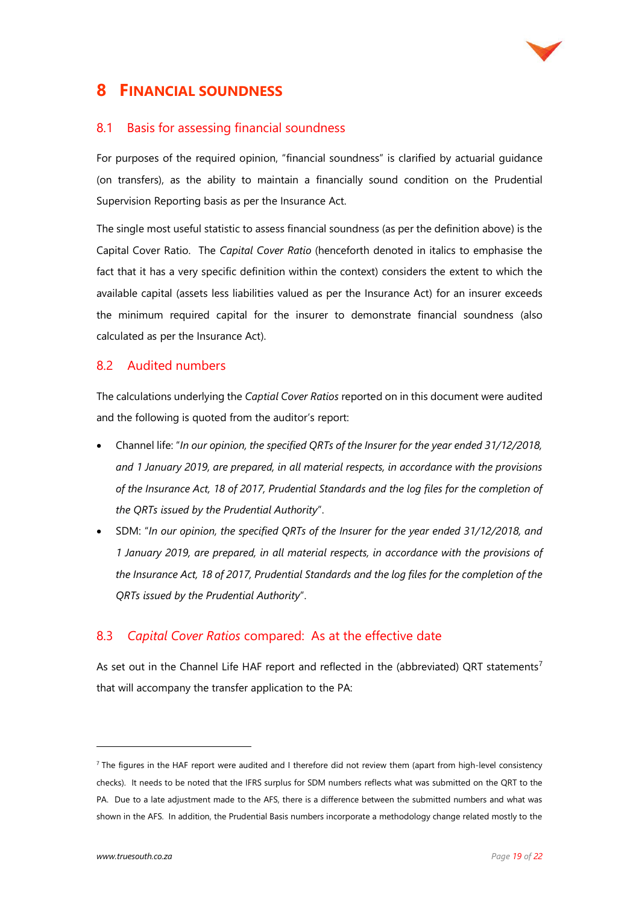# 8 Financial soundness

## 8.1 Basis for assessing financial soundness

For purposes of the required opinion, "financial soundness" is clarified by actuarial guidance (on transfers), as the ability to maintain a financially sound condition on the Prudential Supervision Reporting basis as per the Insurance Act.

The single most useful statistic to assess financial soundness (as per the definition above) is the Capital Cover Ratio. The *Capital Cover Ratio* (henceforth denoted in italics to emphasise the fact that it has a very specific definition within the context) considers the extent to which the available capital (assets less liabilities valued as per the Insurance Act) for an insurer exceeds the minimum required capital for the insurer to demonstrate financial soundness (also calculated as per the Insurance Act).

## 8.2 Audited numbers

The calculations underlying the *Captial Cover Ratios* reported on in this document were audited and the following is quoted from the auditor's report:

- Channel life: "*In our opinion, the specified QRTs of the Insurer for the year ended 31/12/2018, and 1 January 2019, are prepared, in all material respects, in accordance with the provisions of the Insurance Act, 18 of 2017, Prudential Standards and the log files for the completion of the QRTs issued by the Prudential Authority*".
- SDM: "*In our opinion, the specified QRTs of the Insurer for the year ended 31/12/2018, and 1 January 2019, are prepared, in all material respects, in accordance with the provisions of the Insurance Act, 18 of 2017, Prudential Standards and the log files for the completion of the QRTs issued by the Prudential Authority*".

## 8.3 *Capital Cover Ratios* compared: As at the effective date

As set out in the Channel Life HAF report and reflected in the (abbreviated) QRT statements[7] that will accompany the transfer application to the PA:

[7] The figures in the HAF report were audited and I therefore did not review them (apart from high-level consistency checks). It needs to be noted that the IFRS surplus for SDM numbers reflects what was submitted on the QRT to the PA. Due to a late adjustment made to the AFS, there is a difference between the submitted numbers and what was shown in the AFS. In addition, the Prudential Basis numbers incorporate a methodology change related mostly to the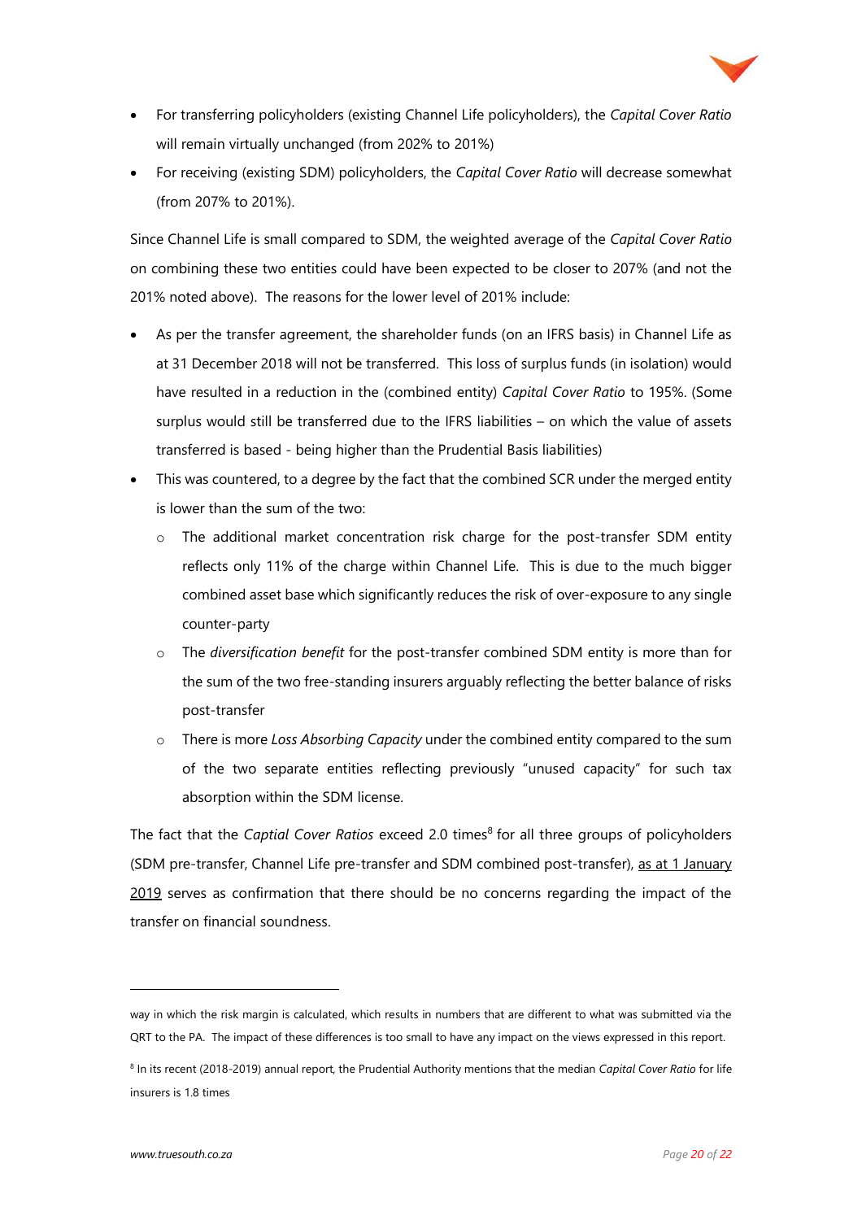- For transferring policyholders (existing Channel Life policyholders), the *Capital Cover Ratio* will remain virtually unchanged (from 202% to 201%)
- For receiving (existing SDM) policyholders, the *Capital Cover Ratio* will decrease somewhat (from 207% to 201%).

Since Channel Life is small compared to SDM, the weighted average of the *Capital Cover Ratio* on combining these two entities could have been expected to be closer to 207% (and not the 201% noted above). The reasons for the lower level of 201% include:

- As per the transfer agreement, the shareholder funds (on an IFRS basis) in Channel Life as at 31 December 2018 will not be transferred. This loss of surplus funds (in isolation) would have resulted in a reduction in the (combined entity) *Capital Cover Ratio* to 195%. (Some surplus would still be transferred due to the IFRS liabilities – on which the value of assets transferred is based - being higher than the Prudential Basis liabilities)
- This was countered, to a degree by the fact that the combined SCR under the merged entity is lower than the sum of the two:
  - The additional market concentration risk charge for the post-transfer SDM entity reflects only 11% of the charge within Channel Life. This is due to the much bigger combined asset base which significantly reduces the risk of over-exposure to any single counter-party
  - The *diversification benefit* for the post-transfer combined SDM entity is more than for the sum of the two free-standing insurers arguably reflecting the better balance of risks post-transfer
  - There is more *Loss Absorbing Capacity* under the combined entity compared to the sum of the two separate entities reflecting previously "unused capacity" for such tax absorption within the SDM license.

The fact that the *Captial Cover Ratios* exceed 2.0 times[8] for all three groups of policyholders (SDM pre-transfer, Channel Life pre-transfer and SDM combined post-transfer), <u>as at 1 January 2019</u> serves as confirmation that there should be no concerns regarding the impact of the transfer on financial soundness.

---

way in which the risk margin is calculated, which results in numbers that are different to what was submitted via the QRT to the PA. The impact of these differences is too small to have any impact on the views expressed in this report.

[8] In its recent (2018-2019) annual report, the Prudential Authority mentions that the median *Capital Cover Ratio* for life insurers is 1.8 times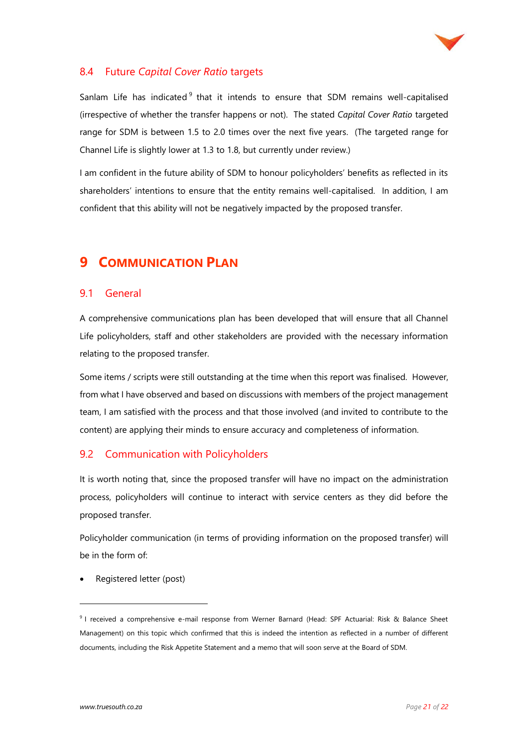## 8.4 Future *Capital Cover Ratio* targets

Sanlam Life has indicated[9] that it intends to ensure that SDM remains well-capitalised (irrespective of whether the transfer happens or not). The stated *Capital Cover Ratio* targeted range for SDM is between 1.5 to 2.0 times over the next five years. (The targeted range for Channel Life is slightly lower at 1.3 to 1.8, but currently under review.)

I am confident in the future ability of SDM to honour policyholders' benefits as reflected in its shareholders' intentions to ensure that the entity remains well-capitalised. In addition, I am confident that this ability will not be negatively impacted by the proposed transfer.

# 9 Communication Plan

## 9.1 General

A comprehensive communications plan has been developed that will ensure that all Channel Life policyholders, staff and other stakeholders are provided with the necessary information relating to the proposed transfer.

Some items / scripts were still outstanding at the time when this report was finalised. However, from what I have observed and based on discussions with members of the project management team, I am satisfied with the process and that those involved (and invited to contribute to the content) are applying their minds to ensure accuracy and completeness of information.

## 9.2 Communication with Policyholders

It is worth noting that, since the proposed transfer will have no impact on the administration process, policyholders will continue to interact with service centers as they did before the proposed transfer.

Policyholder communication (in terms of providing information on the proposed transfer) will be in the form of:

- Registered letter (post)

---

[9] I received a comprehensive e-mail response from Werner Barnard (Head: SPF Actuarial: Risk & Balance Sheet Management) on this topic which confirmed that this is indeed the intention as reflected in a number of different documents, including the Risk Appetite Statement and a memo that will soon serve at the Board of SDM.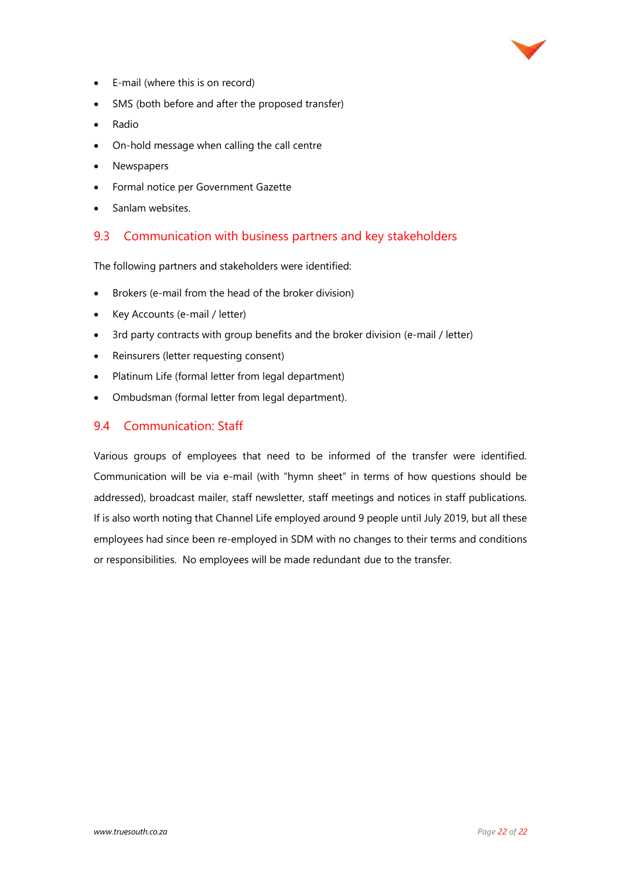- E-mail (where this is on record)
- SMS (both before and after the proposed transfer)
- Radio
- On-hold message when calling the call centre
- Newspapers
- Formal notice per Government Gazette
- Sanlam websites.

## 9.3 Communication with business partners and key stakeholders

The following partners and stakeholders were identified:

- Brokers (e-mail from the head of the broker division)
- Key Accounts (e-mail / letter)
- 3rd party contracts with group benefits and the broker division (e-mail / letter)
- Reinsurers (letter requesting consent)
- Platinum Life (formal letter from legal department)
- Ombudsman (formal letter from legal department).

## 9.4 Communication: Staff

Various groups of employees that need to be informed of the transfer were identified. Communication will be via e-mail (with "hymn sheet" in terms of how questions should be addressed), broadcast mailer, staff newsletter, staff meetings and notices in staff publications. If is also worth noting that Channel Life employed around 9 people until July 2019, but all these employees had since been re-employed in SDM with no changes to their terms and conditions or responsibilities. No employees will be made redundant due to the transfer.